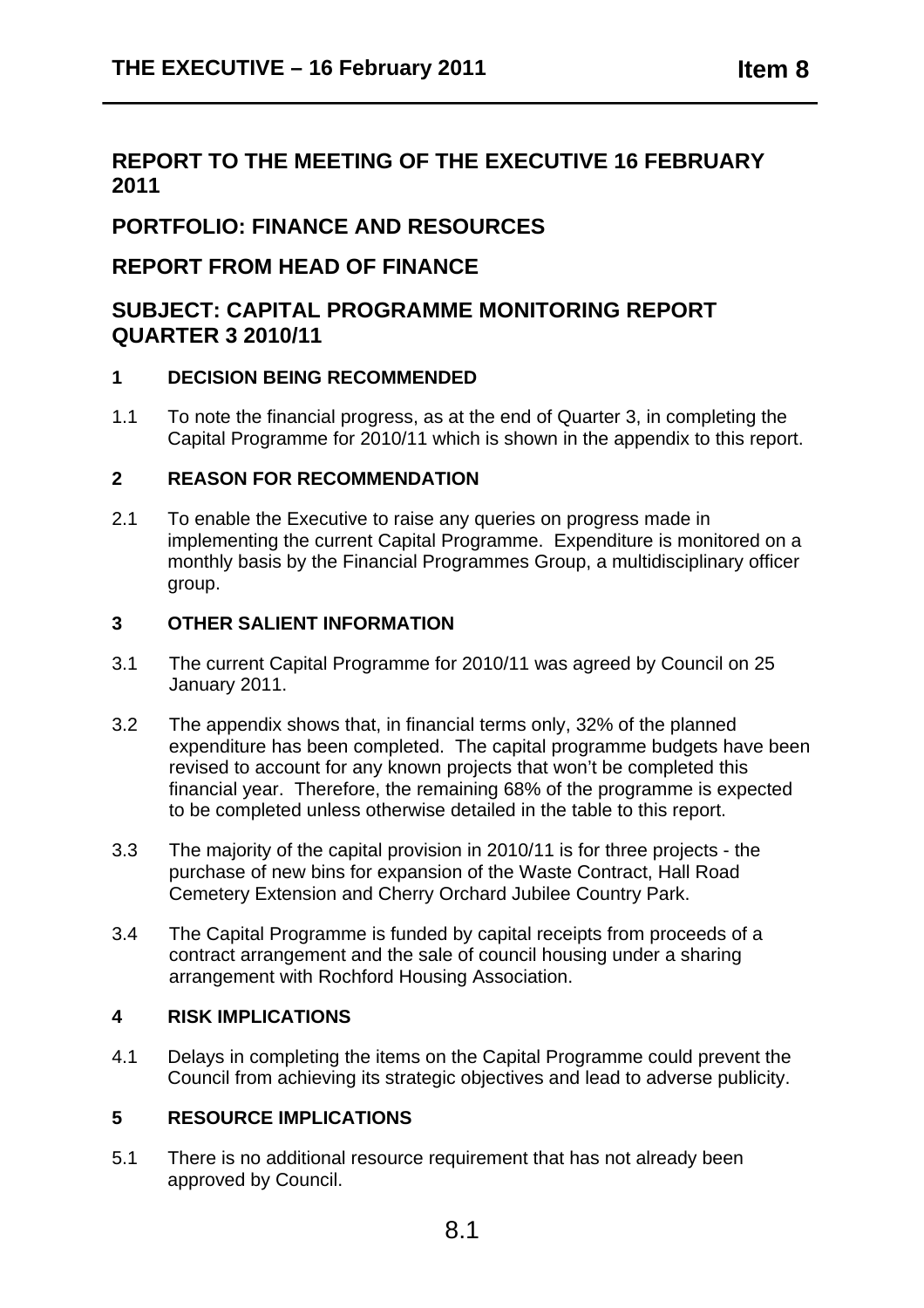## REPORT TO THE MEETING OF THE EXECUTIVE 16 FEBRUARY 2011

## PORTFOLIO: FINANCE AND RESOURCES

## REPORT FROM HEAD OF FINANCE

## SUBJECT: CAPITAL PROGRAMME MONITORING REPORT QUARTER 3 2010/11

### 1 DECISION BEING RECOMMENDED

1.1 To note the financial progress, as at the end of Quarter 3, in completing the Capital Programme for 2010/11 which is shown in the appendix to this report.

### 2 REASON FOR RECOMMENDATION

2.1 To enable the Executive to raise any queries on progress made in implementing the current Capital Programme. Expenditure is monitored on a monthly basis by the Financial Programmes Group, a multidisciplinary officer group.

### 3 OTHER SALIENT INFORMATION

3.1 The current Capital Programme for 2010/11 was agreed by Council on 25 January 2011.

3.2 The appendix shows that, in financial terms only, 32% of the planned expenditure has been completed. The capital programme budgets have been revised to account for any known projects that won't be completed this financial year. Therefore, the remaining 68% of the programme is expected to be completed unless otherwise detailed in the table to this report.

3.3 The majority of the capital provision in 2010/11 is for three projects - the purchase of new bins for expansion of the Waste Contract, Hall Road Cemetery Extension and Cherry Orchard Jubilee Country Park.

3.4 The Capital Programme is funded by capital receipts from proceeds of a contract arrangement and the sale of council housing under a sharing arrangement with Rochford Housing Association.

### 4 RISK IMPLICATIONS

4.1 Delays in completing the items on the Capital Programme could prevent the Council from achieving its strategic objectives and lead to adverse publicity.

### 5 RESOURCE IMPLICATIONS

5.1 There is no additional resource requirement that has not already been approved by Council.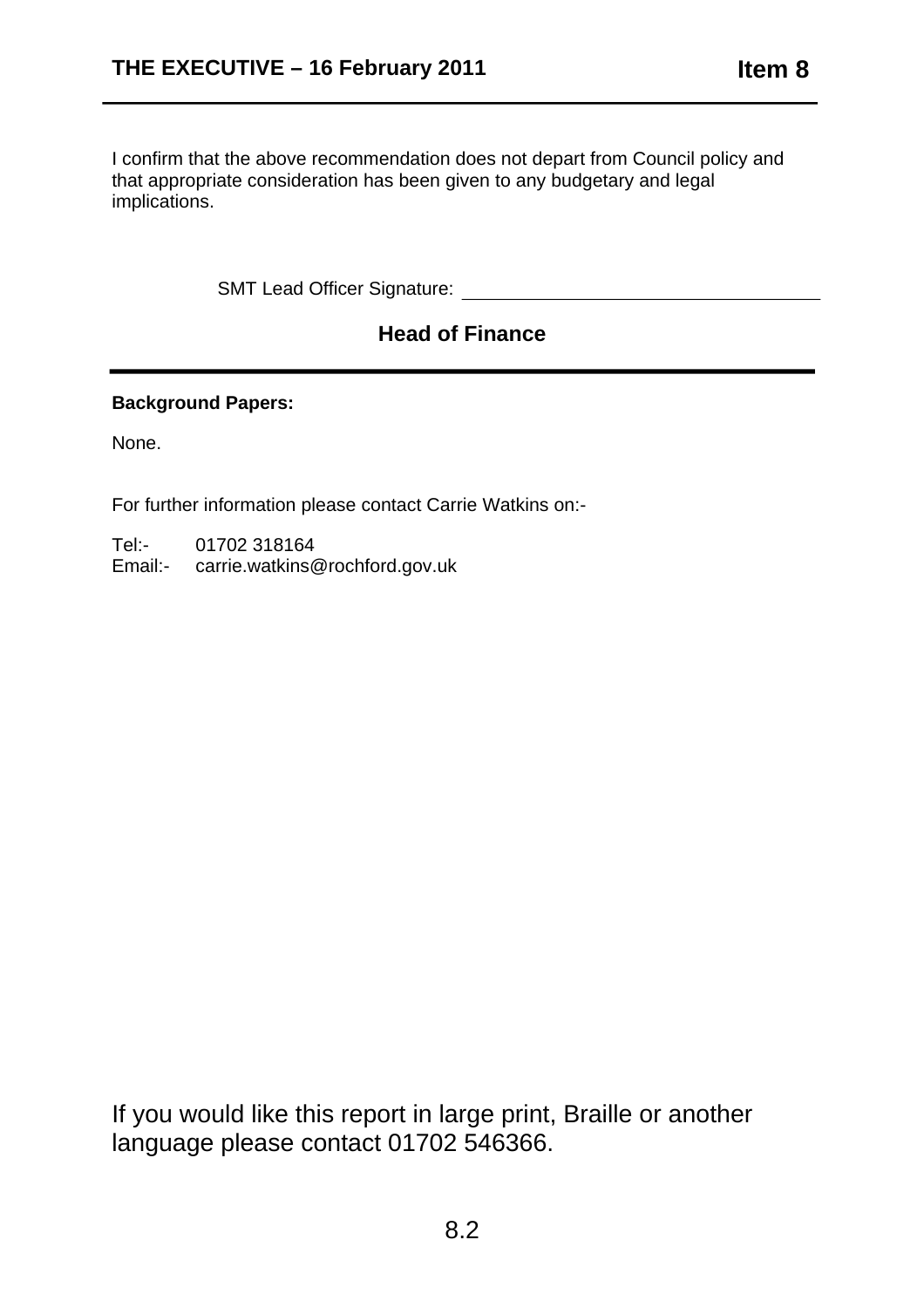I confirm that the above recommendation does not depart from Council policy and that appropriate consideration has been given to any budgetary and legal implications.

SMT Lead Officer Signature: ___________________________

**Head of Finance**

---

**Background Papers:**

None.

For further information please contact Carrie Watkins on:-

Tel:- 01702 318164
Email:- carrie.watkins@rochford.gov.uk

If you would like this report in large print, Braille or another language please contact 01702 546366.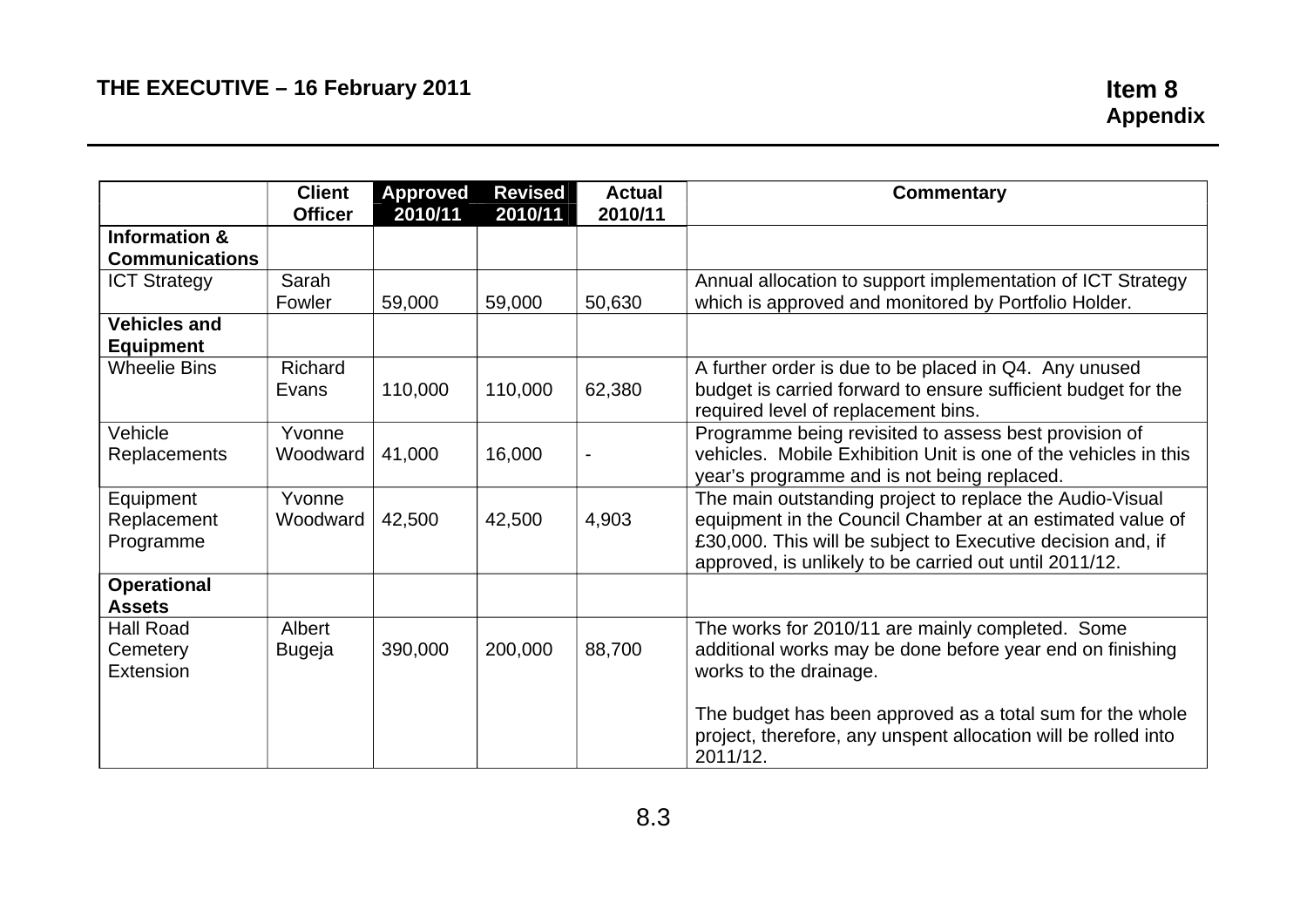**THE EXECUTIVE – 16 February 2011**

**Item 8**
**Appendix**

| | Client Officer | Approved 2010/11 | Revised 2010/11 | Actual 2010/11 | Commentary |
|---|---|---|---|---|---|
| **Information & Communications** | | | | | |
| ICT Strategy | Sarah Fowler | 59,000 | 59,000 | 50,630 | Annual allocation to support implementation of ICT Strategy which is approved and monitored by Portfolio Holder. |
| **Vehicles and Equipment** | | | | | |
| Wheelie Bins | Richard Evans | 110,000 | 110,000 | 62,380 | A further order is due to be placed in Q4. Any unused budget is carried forward to ensure sufficient budget for the required level of replacement bins. |
| Vehicle Replacements | Yvonne Woodward | 41,000 | 16,000 | - | Programme being revisited to assess best provision of vehicles. Mobile Exhibition Unit is one of the vehicles in this year's programme and is not being replaced. |
| Equipment Replacement Programme | Yvonne Woodward | 42,500 | 42,500 | 4,903 | The main outstanding project to replace the Audio-Visual equipment in the Council Chamber at an estimated value of £30,000. This will be subject to Executive decision and, if approved, is unlikely to be carried out until 2011/12. |
| **Operational Assets** | | | | | |
| Hall Road Cemetery Extension | Albert Bugeja | 390,000 | 200,000 | 88,700 | The works for 2010/11 are mainly completed. Some additional works may be done before year end on finishing works to the drainage.<br><br>The budget has been approved as a total sum for the whole project, therefore, any unspent allocation will be rolled into 2011/12. |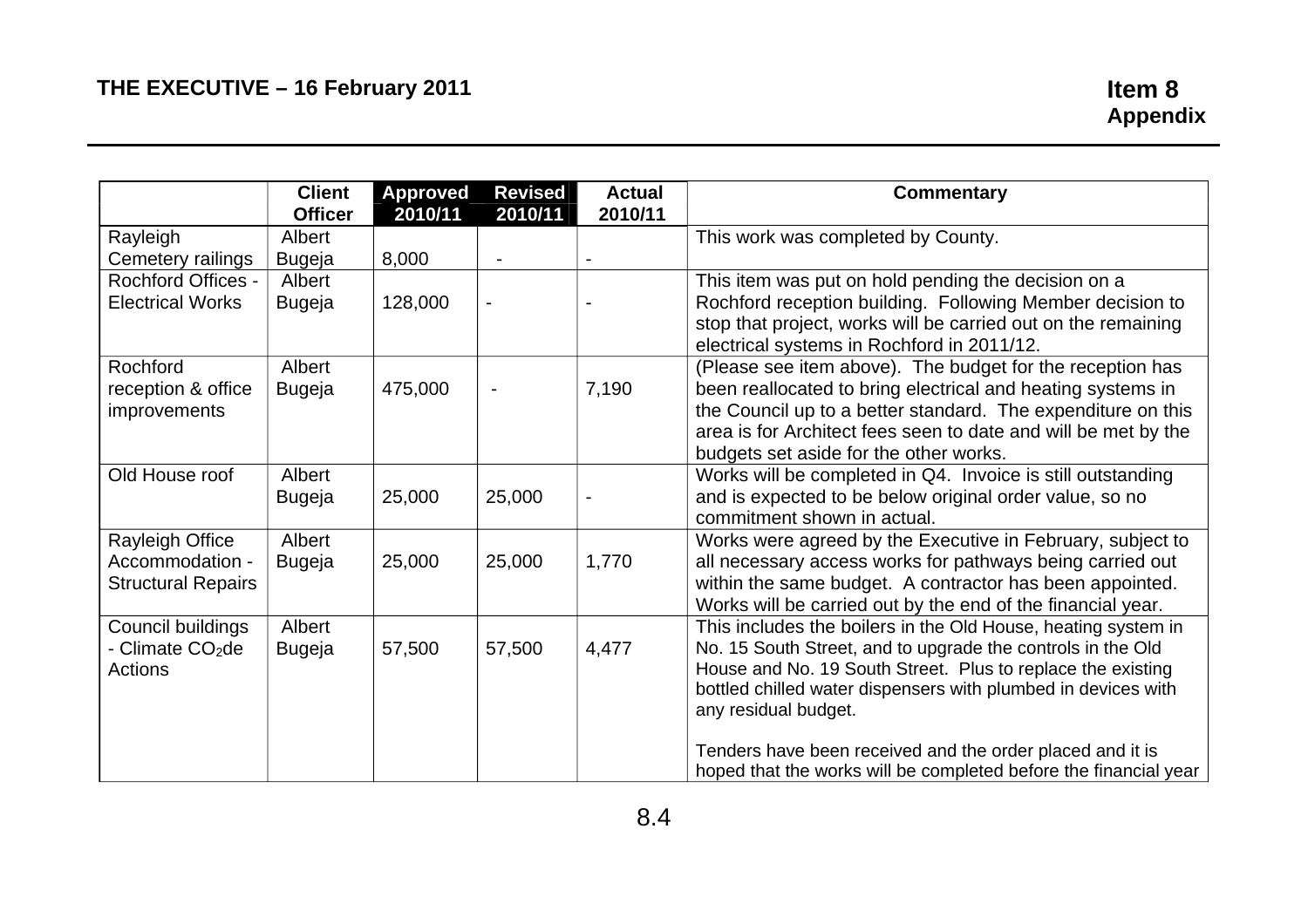| | Client Officer | Approved 2010/11 | Revised 2010/11 | Actual 2010/11 | Commentary |
|---|---|---|---|---|---|
| Rayleigh Cemetery railings | Albert Bugeja | 8,000 | - | - | This work was completed by County. |
| Rochford Offices - Electrical Works | Albert Bugeja | 128,000 | - | - | This item was put on hold pending the decision on a Rochford reception building. Following Member decision to stop that project, works will be carried out on the remaining electrical systems in Rochford in 2011/12. |
| Rochford reception & office improvements | Albert Bugeja | 475,000 | - | 7,190 | (Please see item above). The budget for the reception has been reallocated to bring electrical and heating systems in the Council up to a better standard. The expenditure on this area is for Architect fees seen to date and will be met by the budgets set aside for the other works. |
| Old House roof | Albert Bugeja | 25,000 | 25,000 | - | Works will be completed in Q4. Invoice is still outstanding and is expected to be below original order value, so no commitment shown in actual. |
| Rayleigh Office Accommodation - Structural Repairs | Albert Bugeja | 25,000 | 25,000 | 1,770 | Works were agreed by the Executive in February, subject to all necessary access works for pathways being carried out within the same budget. A contractor has been appointed. Works will be carried out by the end of the financial year. |
| Council buildings - Climate $CO_2$de Actions | Albert Bugeja | 57,500 | 57,500 | 4,477 | This includes the boilers in the Old House, heating system in No. 15 South Street, and to upgrade the controls in the Old House and No. 19 South Street. Plus to replace the existing bottled chilled water dispensers with plumbed in devices with any residual budget.<br><br>Tenders have been received and the order placed and it is hoped that the works will be completed before the financial year |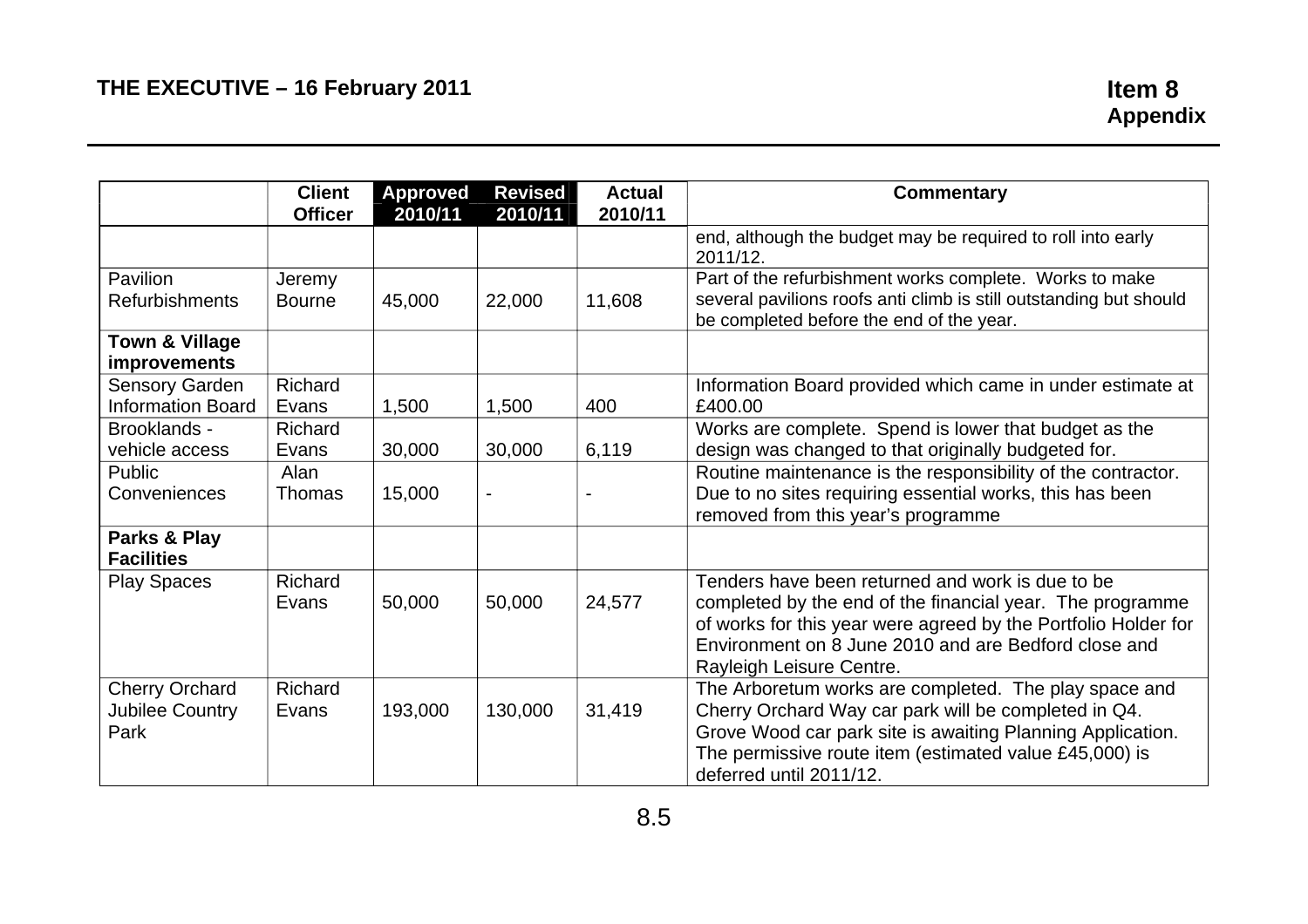**THE EXECUTIVE – 16 February 2011**

**Item 8**
**Appendix**

| | Client Officer | Approved 2010/11 | Revised 2010/11 | Actual 2010/11 | Commentary |
|---|---|---|---|---|---|
| | | | | | end, although the budget may be required to roll into early 2011/12. |
| Pavilion Refurbishments | Jeremy Bourne | 45,000 | 22,000 | 11,608 | Part of the refurbishment works complete. Works to make several pavilions roofs anti climb is still outstanding but should be completed before the end of the year. |
| **Town & Village improvements** | | | | | |
| Sensory Garden Information Board | Richard Evans | 1,500 | 1,500 | 400 | Information Board provided which came in under estimate at £400.00 |
| Brooklands - vehicle access | Richard Evans | 30,000 | 30,000 | 6,119 | Works are complete. Spend is lower that budget as the design was changed to that originally budgeted for. |
| Public Conveniences | Alan Thomas | 15,000 | - | - | Routine maintenance is the responsibility of the contractor. Due to no sites requiring essential works, this has been removed from this year's programme |
| **Parks & Play Facilities** | | | | | |
| Play Spaces | Richard Evans | 50,000 | 50,000 | 24,577 | Tenders have been returned and work is due to be completed by the end of the financial year. The programme of works for this year were agreed by the Portfolio Holder for Environment on 8 June 2010 and are Bedford close and Rayleigh Leisure Centre. |
| Cherry Orchard Jubilee Country Park | Richard Evans | 193,000 | 130,000 | 31,419 | The Arboretum works are completed. The play space and Cherry Orchard Way car park will be completed in Q4. Grove Wood car park site is awaiting Planning Application. The permissive route item (estimated value £45,000) is deferred until 2011/12. |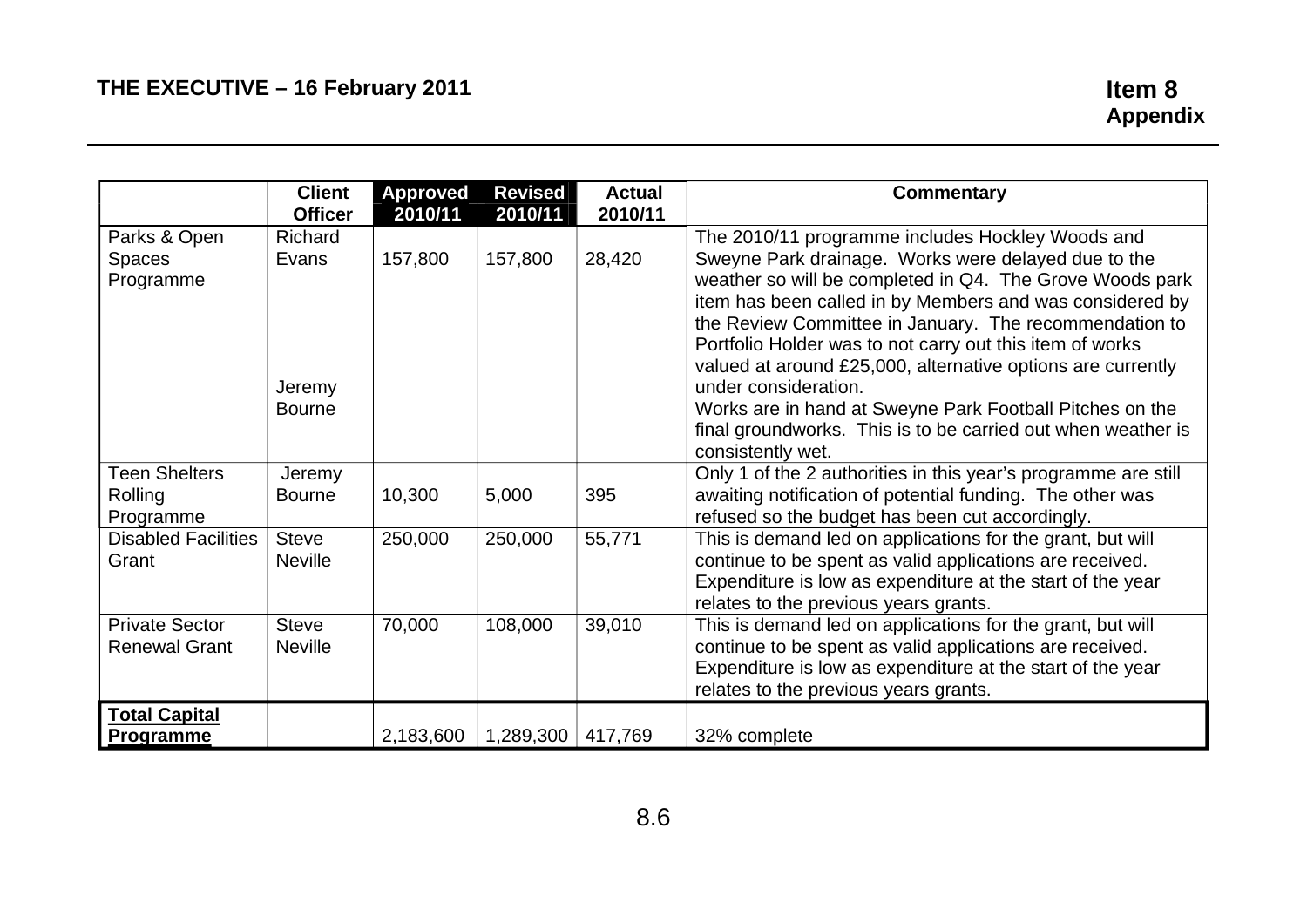**THE EXECUTIVE – 16 February 2011**

**Item 8**
**Appendix**

| | Client Officer | Approved 2010/11 | Revised 2010/11 | Actual 2010/11 | Commentary |
|---|---|---|---|---|---|
| Parks & Open Spaces Programme | Richard Evans<br><br>Jeremy Bourne | 157,800 | 157,800 | 28,420 | The 2010/11 programme includes Hockley Woods and Sweyne Park drainage. Works were delayed due to the weather so will be completed in Q4. The Grove Woods park item has been called in by Members and was considered by the Review Committee in January. The recommendation to Portfolio Holder was to not carry out this item of works valued at around £25,000, alternative options are currently under consideration.<br>Works are in hand at Sweyne Park Football Pitches on the final groundworks. This is to be carried out when weather is consistently wet. |
| Teen Shelters Rolling Programme | Jeremy Bourne | 10,300 | 5,000 | 395 | Only 1 of the 2 authorities in this year's programme are still awaiting notification of potential funding. The other was refused so the budget has been cut accordingly. |
| Disabled Facilities Grant | Steve Neville | 250,000 | 250,000 | 55,771 | This is demand led on applications for the grant, but will continue to be spent as valid applications are received. Expenditure is low as expenditure at the start of the year relates to the previous years grants. |
| Private Sector Renewal Grant | Steve Neville | 70,000 | 108,000 | 39,010 | This is demand led on applications for the grant, but will continue to be spent as valid applications are received. Expenditure is low as expenditure at the start of the year relates to the previous years grants. |
| **Total Capital Programme** | | 2,183,600 | 1,289,300 | 417,769 | 32% complete |